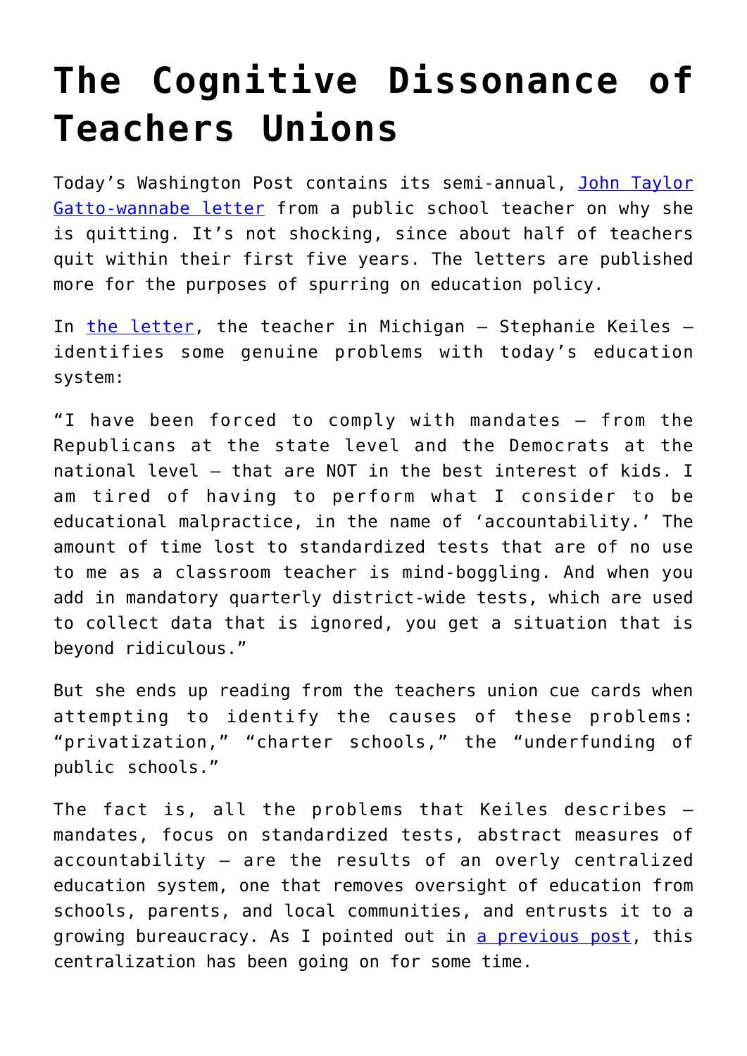# The Cognitive Dissonance of Teachers Unions

Today's Washington Post contains its semi-annual, John Taylor Gatto-wannabe letter from a public school teacher on why she is quitting. It's not shocking, since about half of teachers quit within their first five years. The letters are published more for the purposes of spurring on education policy.

In the letter, the teacher in Michigan – Stephanie Keiles – identifies some genuine problems with today's education system:

"I have been forced to comply with mandates – from the Republicans at the state level and the Democrats at the national level – that are NOT in the best interest of kids. I am tired of having to perform what I consider to be educational malpractice, in the name of 'accountability.' The amount of time lost to standardized tests that are of no use to me as a classroom teacher is mind-boggling. And when you add in mandatory quarterly district-wide tests, which are used to collect data that is ignored, you get a situation that is beyond ridiculous."

But she ends up reading from the teachers union cue cards when attempting to identify the causes of these problems: "privatization," "charter schools," the "underfunding of public schools."

The fact is, all the problems that Keiles describes – mandates, focus on standardized tests, abstract measures of accountability – are the results of an overly centralized education system, one that removes oversight of education from schools, parents, and local communities, and entrusts it to a growing bureaucracy. As I pointed out in a previous post, this centralization has been going on for some time.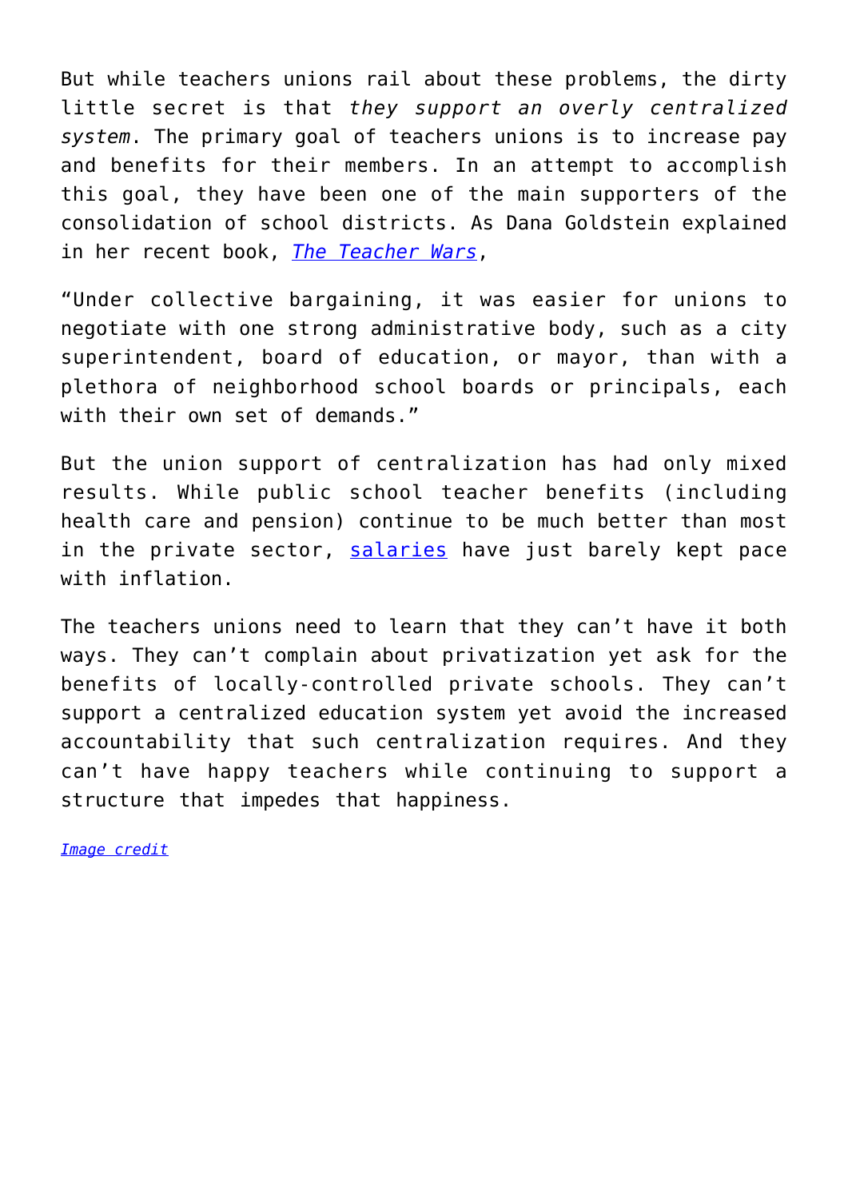But while teachers unions rail about these problems, the dirty little secret is that *they support an overly centralized system*. The primary goal of teachers unions is to increase pay and benefits for their members. In an attempt to accomplish this goal, they have been one of the main supporters of the consolidation of school districts. As Dana Goldstein explained in her recent book, *The Teacher Wars*,

"Under collective bargaining, it was easier for unions to negotiate with one strong administrative body, such as a city superintendent, board of education, or mayor, than with a plethora of neighborhood school boards or principals, each with their own set of demands."

But the union support of centralization has had only mixed results. While public school teacher benefits (including health care and pension) continue to be much better than most in the private sector, salaries have just barely kept pace with inflation.

The teachers unions need to learn that they can't have it both ways. They can't complain about privatization yet ask for the benefits of locally-controlled private schools. They can't support a centralized education system yet avoid the increased accountability that such centralization requires. And they can't have happy teachers while continuing to support a structure that impedes that happiness.

*Image credit*